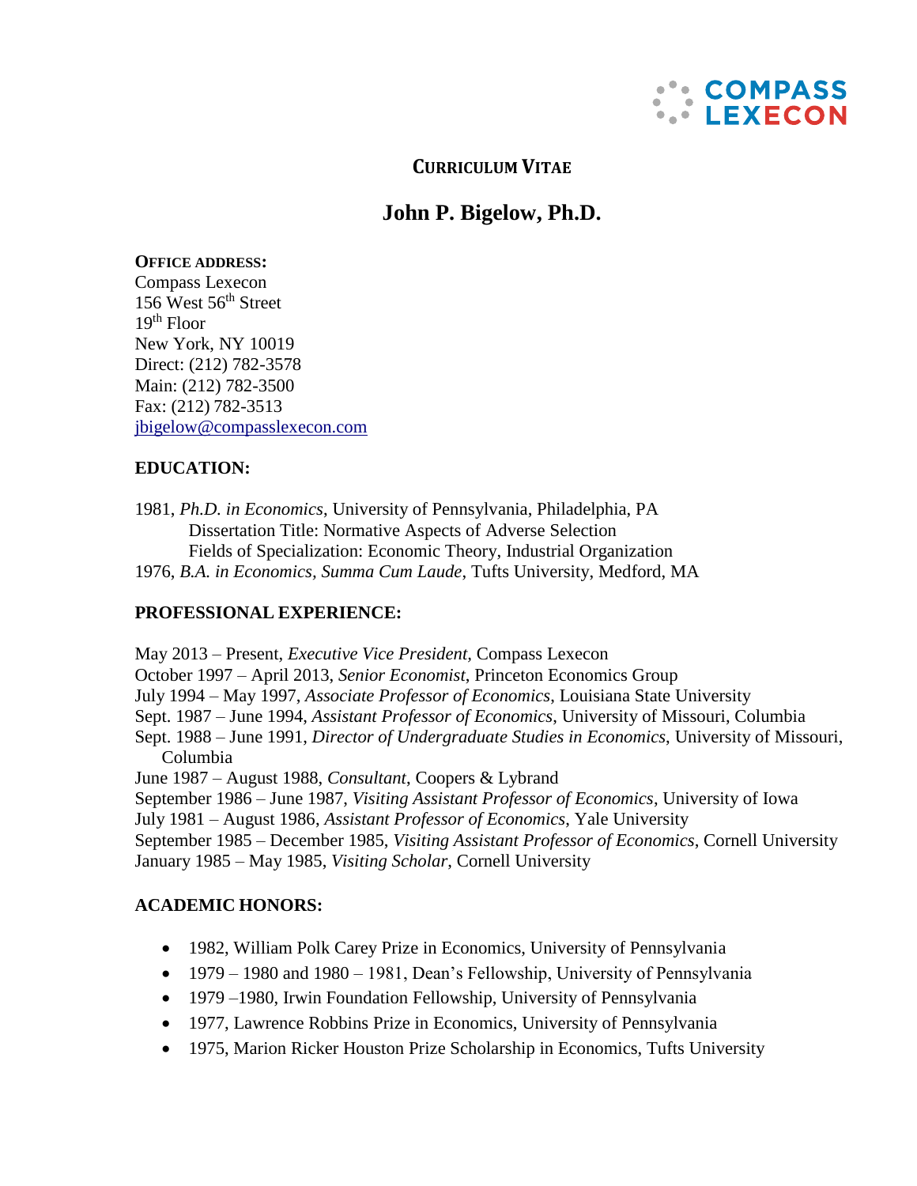COMPASS LEXECON

# CURRICULUM VITAE

## John P. Bigelow, Ph.D.

**OFFICE ADDRESS:**
Compass Lexecon
156 West 56th Street
19th Floor
New York, NY 10019
Direct: (212) 782-3578
Main: (212) 782-3500
Fax: (212) 782-3513
jbigelow@compasslexecon.com

### EDUCATION:

1981, *Ph.D. in Economics*, University of Pennsylvania, Philadelphia, PA
Dissertation Title: Normative Aspects of Adverse Selection
Fields of Specialization: Economic Theory, Industrial Organization
1976, *B.A. in Economics, Summa Cum Laude*, Tufts University, Medford, MA

### PROFESSIONAL EXPERIENCE:

May 2013 – Present, *Executive Vice President,* Compass Lexecon
October 1997 – April 2013, *Senior Economist*, Princeton Economics Group
July 1994 – May 1997, *Associate Professor of Economics*, Louisiana State University
Sept. 1987 – June 1994, *Assistant Professor of Economics*, University of Missouri, Columbia
Sept. 1988 – June 1991, *Director of Undergraduate Studies in Economics*, University of Missouri, Columbia
June 1987 – August 1988, *Consultant*, Coopers & Lybrand
September 1986 – June 1987, *Visiting Assistant Professor of Economics*, University of Iowa
July 1981 – August 1986, *Assistant Professor of Economics*, Yale University
September 1985 – December 1985, *Visiting Assistant Professor of Economics*, Cornell University
January 1985 – May 1985, *Visiting Scholar*, Cornell University

### ACADEMIC HONORS:

- 1982, William Polk Carey Prize in Economics, University of Pennsylvania
- 1979 – 1980 and 1980 – 1981, Dean's Fellowship, University of Pennsylvania
- 1979 –1980, Irwin Foundation Fellowship, University of Pennsylvania
- 1977, Lawrence Robbins Prize in Economics, University of Pennsylvania
- 1975, Marion Ricker Houston Prize Scholarship in Economics, Tufts University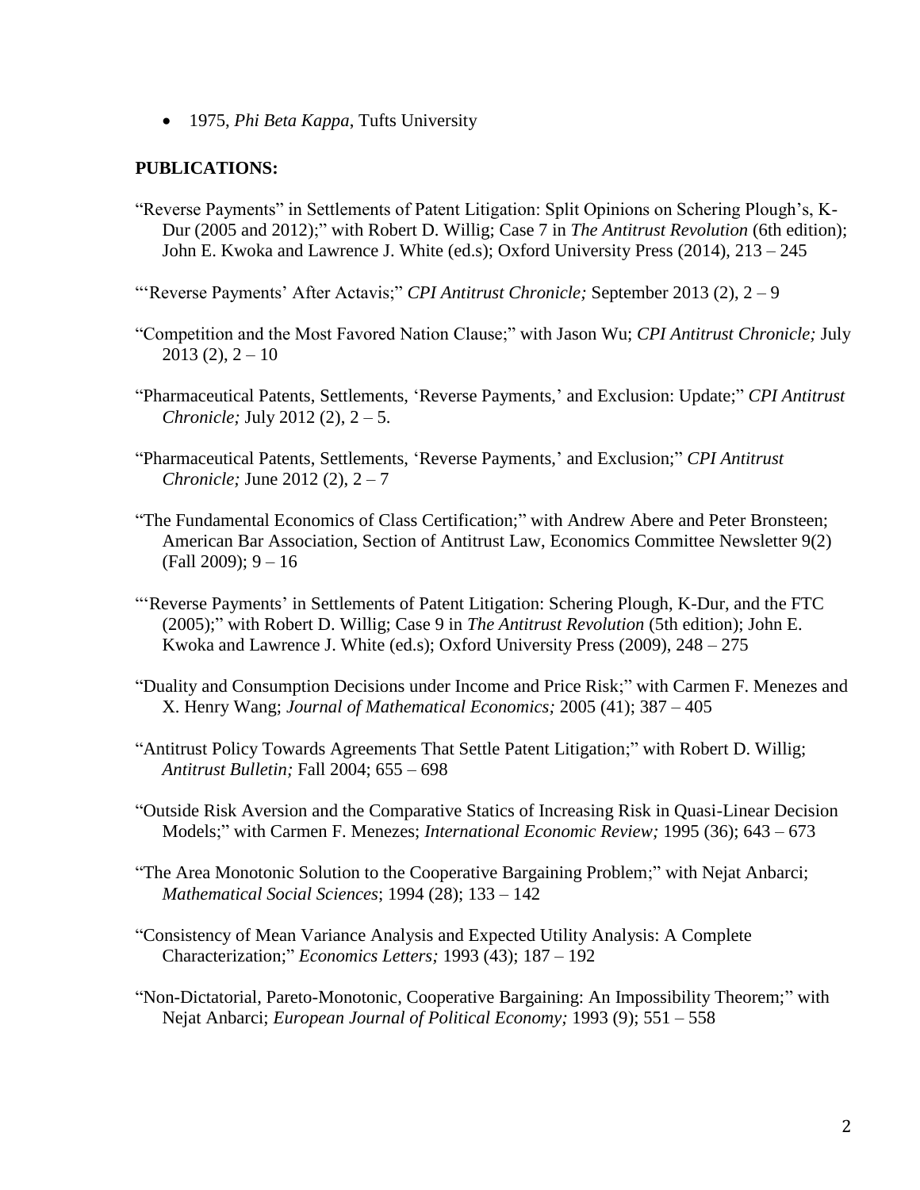- 1975, *Phi Beta Kappa*, Tufts University

**PUBLICATIONS:**

"Reverse Payments" in Settlements of Patent Litigation: Split Opinions on Schering Plough's, K-Dur (2005 and 2012);" with Robert D. Willig; Case 7 in *The Antitrust Revolution* (6th edition); John E. Kwoka and Lawrence J. White (ed.s); Oxford University Press (2014), 213 – 245

"'Reverse Payments' After Actavis;" *CPI Antitrust Chronicle;* September 2013 (2), 2 – 9

"Competition and the Most Favored Nation Clause;" with Jason Wu; *CPI Antitrust Chronicle;* July 2013 (2), 2 – 10

"Pharmaceutical Patents, Settlements, 'Reverse Payments,' and Exclusion: Update;" *CPI Antitrust Chronicle;* July 2012 (2), 2 – 5.

"Pharmaceutical Patents, Settlements, 'Reverse Payments,' and Exclusion;" *CPI Antitrust Chronicle;* June 2012 (2), 2 – 7

"The Fundamental Economics of Class Certification;" with Andrew Abere and Peter Bronsteen; American Bar Association, Section of Antitrust Law, Economics Committee Newsletter 9(2) (Fall 2009); 9 – 16

"'Reverse Payments' in Settlements of Patent Litigation: Schering Plough, K-Dur, and the FTC (2005);" with Robert D. Willig; Case 9 in *The Antitrust Revolution* (5th edition); John E. Kwoka and Lawrence J. White (ed.s); Oxford University Press (2009), 248 – 275

"Duality and Consumption Decisions under Income and Price Risk;" with Carmen F. Menezes and X. Henry Wang; *Journal of Mathematical Economics;* 2005 (41); 387 – 405

"Antitrust Policy Towards Agreements That Settle Patent Litigation;" with Robert D. Willig; *Antitrust Bulletin;* Fall 2004; 655 – 698

"Outside Risk Aversion and the Comparative Statics of Increasing Risk in Quasi-Linear Decision Models;" with Carmen F. Menezes; *International Economic Review;* 1995 (36); 643 – 673

"The Area Monotonic Solution to the Cooperative Bargaining Problem;" with Nejat Anbarci; *Mathematical Social Sciences*; 1994 (28); 133 – 142

"Consistency of Mean Variance Analysis and Expected Utility Analysis: A Complete Characterization;" *Economics Letters;* 1993 (43); 187 – 192

"Non-Dictatorial, Pareto-Monotonic, Cooperative Bargaining: An Impossibility Theorem;" with Nejat Anbarci; *European Journal of Political Economy;* 1993 (9); 551 – 558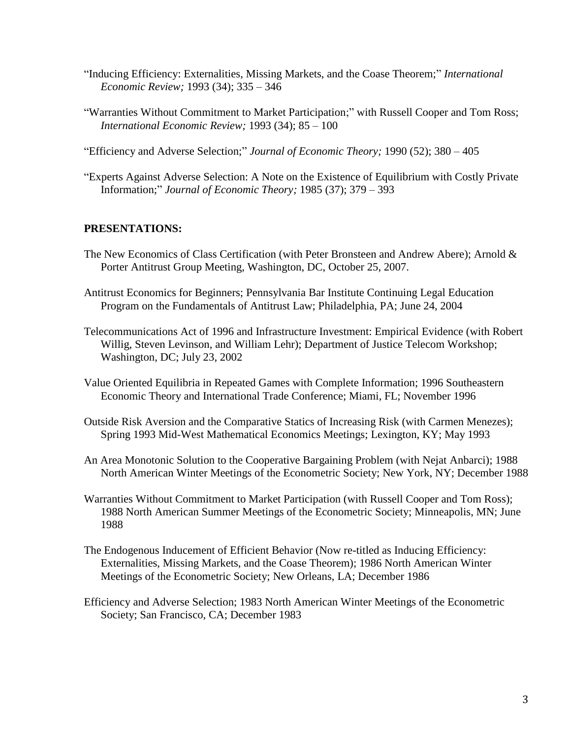"Inducing Efficiency: Externalities, Missing Markets, and the Coase Theorem;" *International Economic Review;* 1993 (34); 335 – 346

"Warranties Without Commitment to Market Participation;" with Russell Cooper and Tom Ross; *International Economic Review;* 1993 (34); 85 – 100

"Efficiency and Adverse Selection;" *Journal of Economic Theory;* 1990 (52); 380 – 405

"Experts Against Adverse Selection: A Note on the Existence of Equilibrium with Costly Private Information;" *Journal of Economic Theory;* 1985 (37); 379 – 393

**PRESENTATIONS:**

The New Economics of Class Certification (with Peter Bronsteen and Andrew Abere); Arnold & Porter Antitrust Group Meeting, Washington, DC, October 25, 2007.

Antitrust Economics for Beginners; Pennsylvania Bar Institute Continuing Legal Education Program on the Fundamentals of Antitrust Law; Philadelphia, PA; June 24, 2004

Telecommunications Act of 1996 and Infrastructure Investment: Empirical Evidence (with Robert Willig, Steven Levinson, and William Lehr); Department of Justice Telecom Workshop; Washington, DC; July 23, 2002

Value Oriented Equilibria in Repeated Games with Complete Information; 1996 Southeastern Economic Theory and International Trade Conference; Miami, FL; November 1996

Outside Risk Aversion and the Comparative Statics of Increasing Risk (with Carmen Menezes); Spring 1993 Mid-West Mathematical Economics Meetings; Lexington, KY; May 1993

An Area Monotonic Solution to the Cooperative Bargaining Problem (with Nejat Anbarci); 1988 North American Winter Meetings of the Econometric Society; New York, NY; December 1988

Warranties Without Commitment to Market Participation (with Russell Cooper and Tom Ross); 1988 North American Summer Meetings of the Econometric Society; Minneapolis, MN; June 1988

The Endogenous Inducement of Efficient Behavior (Now re-titled as Inducing Efficiency: Externalities, Missing Markets, and the Coase Theorem); 1986 North American Winter Meetings of the Econometric Society; New Orleans, LA; December 1986

Efficiency and Adverse Selection; 1983 North American Winter Meetings of the Econometric Society; San Francisco, CA; December 1983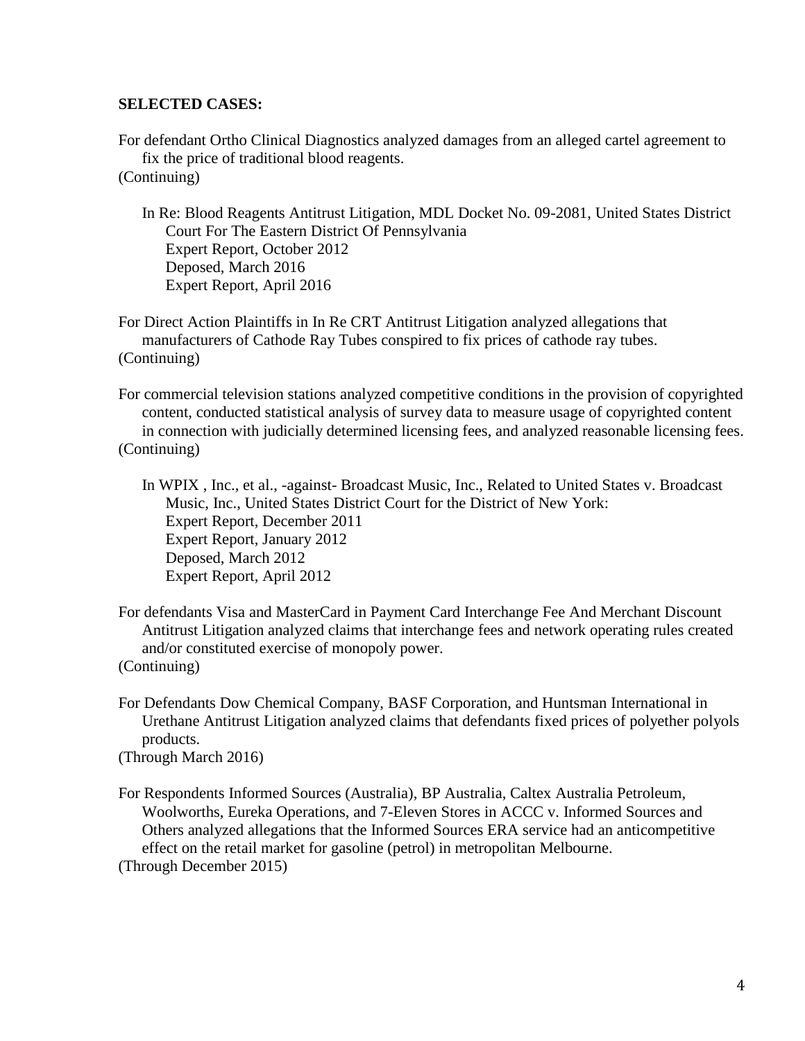**SELECTED CASES:**

For defendant Ortho Clinical Diagnostics analyzed damages from an alleged cartel agreement to fix the price of traditional blood reagents.
(Continuing)

In Re: Blood Reagents Antitrust Litigation, MDL Docket No. 09-2081, United States District Court For The Eastern District Of Pennsylvania
Expert Report, October 2012
Deposed, March 2016
Expert Report, April 2016

For Direct Action Plaintiffs in In Re CRT Antitrust Litigation analyzed allegations that manufacturers of Cathode Ray Tubes conspired to fix prices of cathode ray tubes.
(Continuing)

For commercial television stations analyzed competitive conditions in the provision of copyrighted content, conducted statistical analysis of survey data to measure usage of copyrighted content in connection with judicially determined licensing fees, and analyzed reasonable licensing fees.
(Continuing)

In WPIX , Inc., et al., -against- Broadcast Music, Inc., Related to United States v. Broadcast Music, Inc., United States District Court for the District of New York:
Expert Report, December 2011
Expert Report, January 2012
Deposed, March 2012
Expert Report, April 2012

For defendants Visa and MasterCard in Payment Card Interchange Fee And Merchant Discount Antitrust Litigation analyzed claims that interchange fees and network operating rules created and/or constituted exercise of monopoly power.
(Continuing)

For Defendants Dow Chemical Company, BASF Corporation, and Huntsman International in Urethane Antitrust Litigation analyzed claims that defendants fixed prices of polyether polyols products.
(Through March 2016)

For Respondents Informed Sources (Australia), BP Australia, Caltex Australia Petroleum, Woolworths, Eureka Operations, and 7-Eleven Stores in ACCC v. Informed Sources and Others analyzed allegations that the Informed Sources ERA service had an anticompetitive effect on the retail market for gasoline (petrol) in metropolitan Melbourne.
(Through December 2015)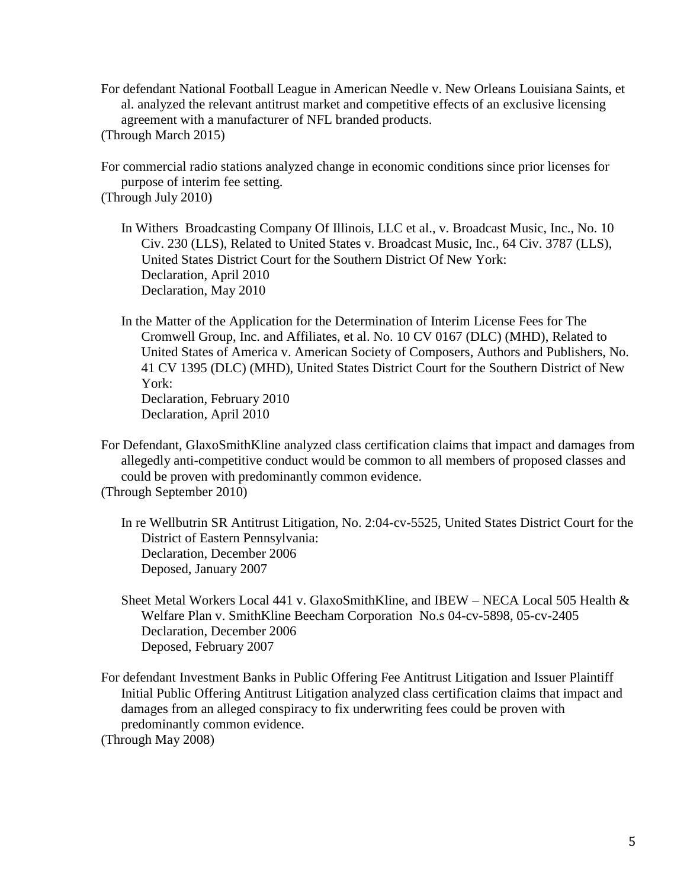For defendant National Football League in American Needle v. New Orleans Louisiana Saints, et al. analyzed the relevant antitrust market and competitive effects of an exclusive licensing agreement with a manufacturer of NFL branded products.
(Through March 2015)

For commercial radio stations analyzed change in economic conditions since prior licenses for purpose of interim fee setting.
(Through July 2010)

In Withers  Broadcasting Company Of Illinois, LLC et al., v. Broadcast Music, Inc., No. 10 Civ. 230 (LLS), Related to United States v. Broadcast Music, Inc., 64 Civ. 3787 (LLS), United States District Court for the Southern District Of New York:
Declaration, April 2010
Declaration, May 2010

In the Matter of the Application for the Determination of Interim License Fees for The Cromwell Group, Inc. and Affiliates, et al. No. 10 CV 0167 (DLC) (MHD), Related to United States of America v. American Society of Composers, Authors and Publishers, No. 41 CV 1395 (DLC) (MHD), United States District Court for the Southern District of New York:
Declaration, February 2010
Declaration, April 2010

For Defendant, GlaxoSmithKline analyzed class certification claims that impact and damages from allegedly anti-competitive conduct would be common to all members of proposed classes and could be proven with predominantly common evidence.
(Through September 2010)

In re Wellbutrin SR Antitrust Litigation, No. 2:04-cv-5525, United States District Court for the District of Eastern Pennsylvania:
Declaration, December 2006
Deposed, January 2007

Sheet Metal Workers Local 441 v. GlaxoSmithKline, and IBEW – NECA Local 505 Health & Welfare Plan v. SmithKline Beecham Corporation  No.s 04-cv-5898, 05-cv-2405
Declaration, December 2006
Deposed, February 2007

For defendant Investment Banks in Public Offering Fee Antitrust Litigation and Issuer Plaintiff Initial Public Offering Antitrust Litigation analyzed class certification claims that impact and damages from an alleged conspiracy to fix underwriting fees could be proven with predominantly common evidence.
(Through May 2008)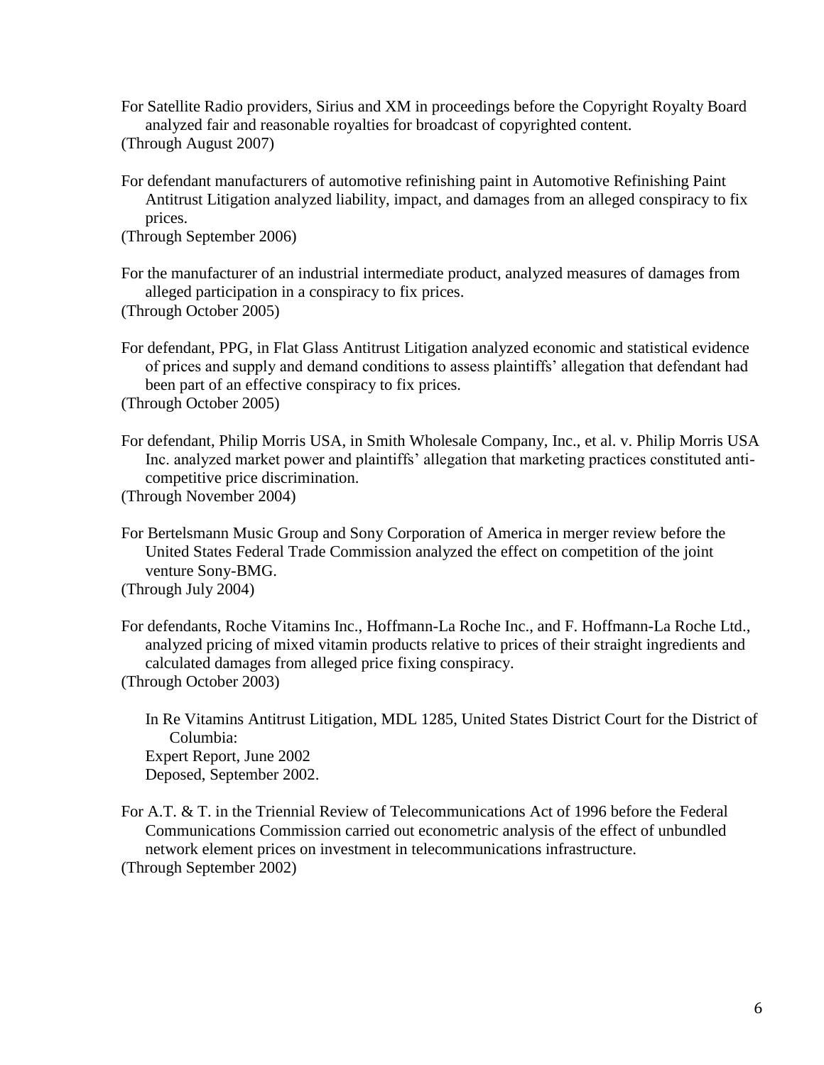For Satellite Radio providers, Sirius and XM in proceedings before the Copyright Royalty Board analyzed fair and reasonable royalties for broadcast of copyrighted content.
(Through August 2007)

For defendant manufacturers of automotive refinishing paint in Automotive Refinishing Paint Antitrust Litigation analyzed liability, impact, and damages from an alleged conspiracy to fix prices.
(Through September 2006)

For the manufacturer of an industrial intermediate product, analyzed measures of damages from alleged participation in a conspiracy to fix prices.
(Through October 2005)

For defendant, PPG, in Flat Glass Antitrust Litigation analyzed economic and statistical evidence of prices and supply and demand conditions to assess plaintiffs' allegation that defendant had been part of an effective conspiracy to fix prices.
(Through October 2005)

For defendant, Philip Morris USA, in Smith Wholesale Company, Inc., et al. v. Philip Morris USA Inc. analyzed market power and plaintiffs' allegation that marketing practices constituted anti-competitive price discrimination.
(Through November 2004)

For Bertelsmann Music Group and Sony Corporation of America in merger review before the United States Federal Trade Commission analyzed the effect on competition of the joint venture Sony-BMG.
(Through July 2004)

For defendants, Roche Vitamins Inc., Hoffmann-La Roche Inc., and F. Hoffmann-La Roche Ltd., analyzed pricing of mixed vitamin products relative to prices of their straight ingredients and calculated damages from alleged price fixing conspiracy.
(Through October 2003)

In Re Vitamins Antitrust Litigation, MDL 1285, United States District Court for the District of Columbia:
Expert Report, June 2002
Deposed, September 2002.

For A.T. & T. in the Triennial Review of Telecommunications Act of 1996 before the Federal Communications Commission carried out econometric analysis of the effect of unbundled network element prices on investment in telecommunications infrastructure.
(Through September 2002)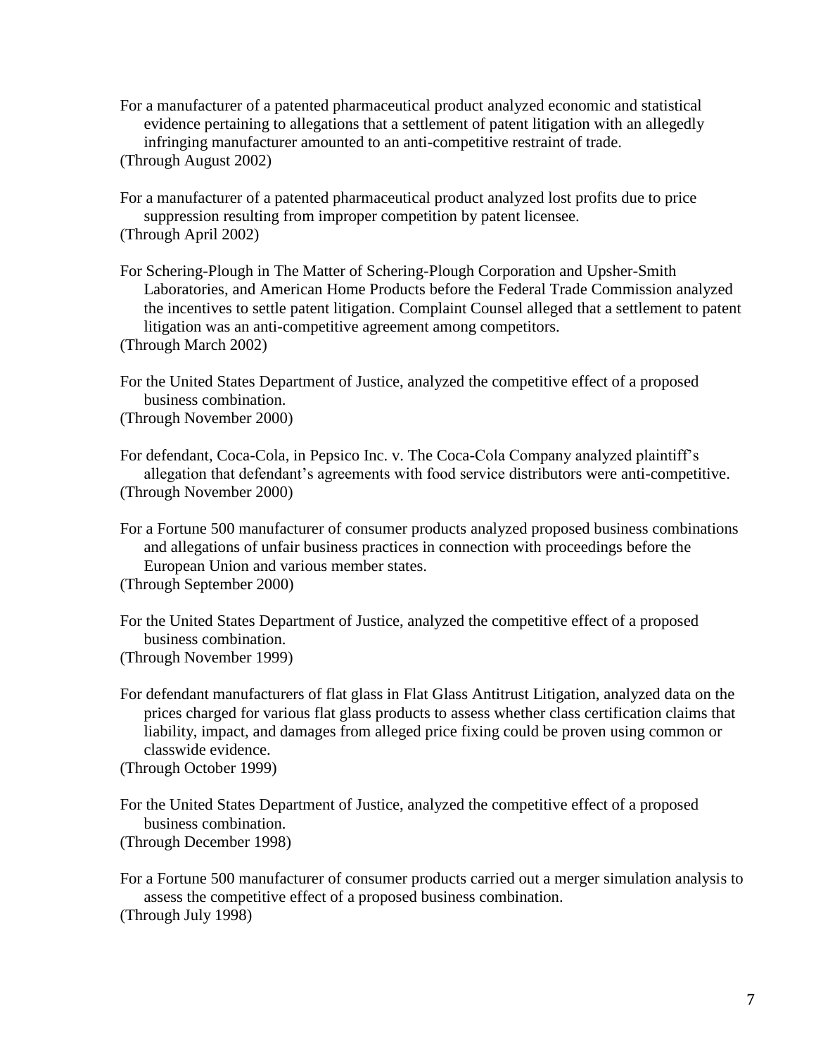For a manufacturer of a patented pharmaceutical product analyzed economic and statistical evidence pertaining to allegations that a settlement of patent litigation with an allegedly infringing manufacturer amounted to an anti-competitive restraint of trade.
(Through August 2002)

For a manufacturer of a patented pharmaceutical product analyzed lost profits due to price suppression resulting from improper competition by patent licensee.
(Through April 2002)

For Schering-Plough in The Matter of Schering-Plough Corporation and Upsher-Smith Laboratories, and American Home Products before the Federal Trade Commission analyzed the incentives to settle patent litigation. Complaint Counsel alleged that a settlement to patent litigation was an anti-competitive agreement among competitors.
(Through March 2002)

For the United States Department of Justice, analyzed the competitive effect of a proposed business combination.
(Through November 2000)

For defendant, Coca-Cola, in Pepsico Inc. v. The Coca-Cola Company analyzed plaintiff's allegation that defendant's agreements with food service distributors were anti-competitive.
(Through November 2000)

For a Fortune 500 manufacturer of consumer products analyzed proposed business combinations and allegations of unfair business practices in connection with proceedings before the European Union and various member states.
(Through September 2000)

For the United States Department of Justice, analyzed the competitive effect of a proposed business combination.
(Through November 1999)

For defendant manufacturers of flat glass in Flat Glass Antitrust Litigation, analyzed data on the prices charged for various flat glass products to assess whether class certification claims that liability, impact, and damages from alleged price fixing could be proven using common or classwide evidence.
(Through October 1999)

For the United States Department of Justice, analyzed the competitive effect of a proposed business combination.
(Through December 1998)

For a Fortune 500 manufacturer of consumer products carried out a merger simulation analysis to assess the competitive effect of a proposed business combination.
(Through July 1998)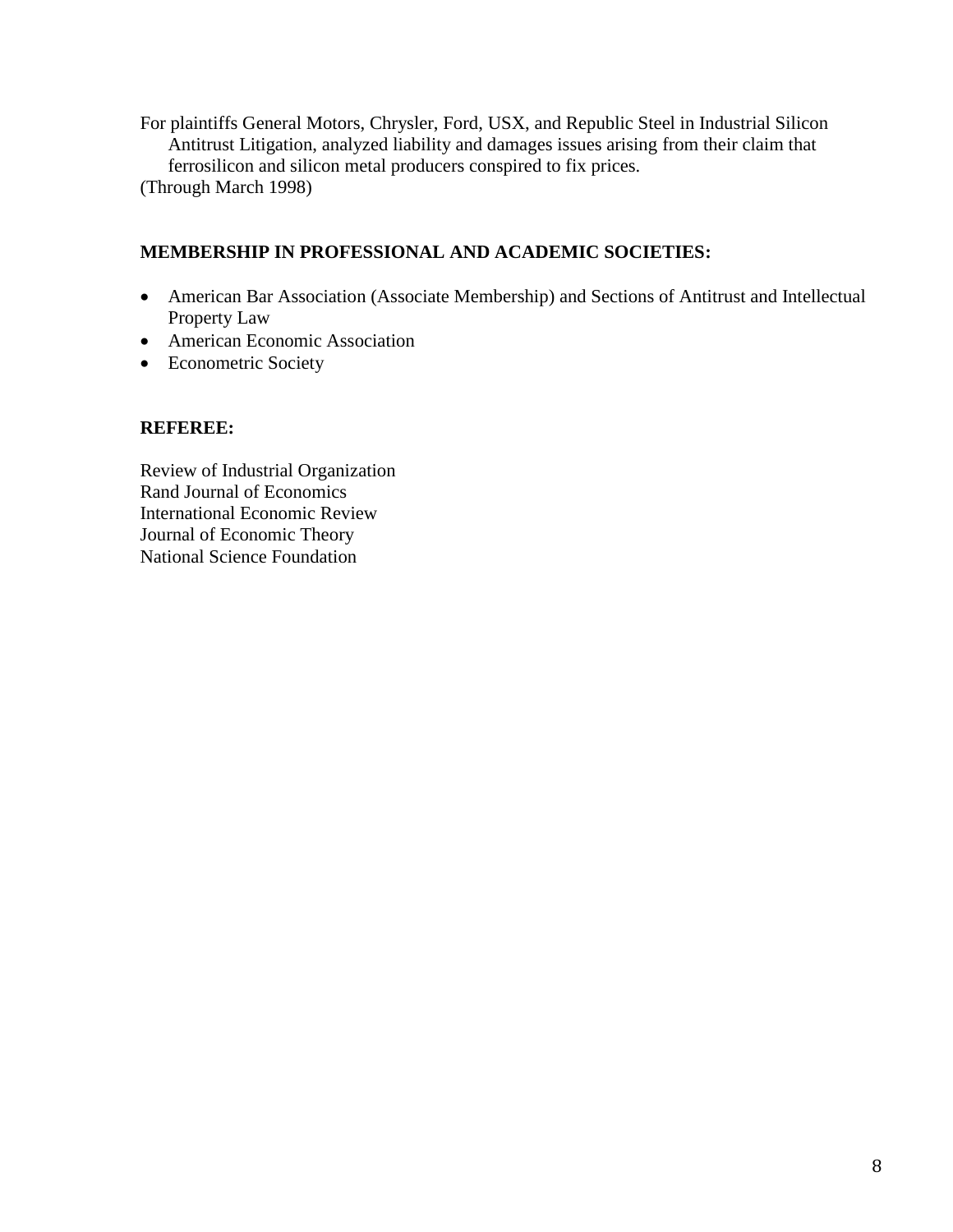For plaintiffs General Motors, Chrysler, Ford, USX, and Republic Steel in Industrial Silicon Antitrust Litigation, analyzed liability and damages issues arising from their claim that ferrosilicon and silicon metal producers conspired to fix prices.
(Through March 1998)

**MEMBERSHIP IN PROFESSIONAL AND ACADEMIC SOCIETIES:**

- American Bar Association (Associate Membership) and Sections of Antitrust and Intellectual Property Law
- American Economic Association
- Econometric Society

**REFEREE:**

Review of Industrial Organization
Rand Journal of Economics
International Economic Review
Journal of Economic Theory
National Science Foundation